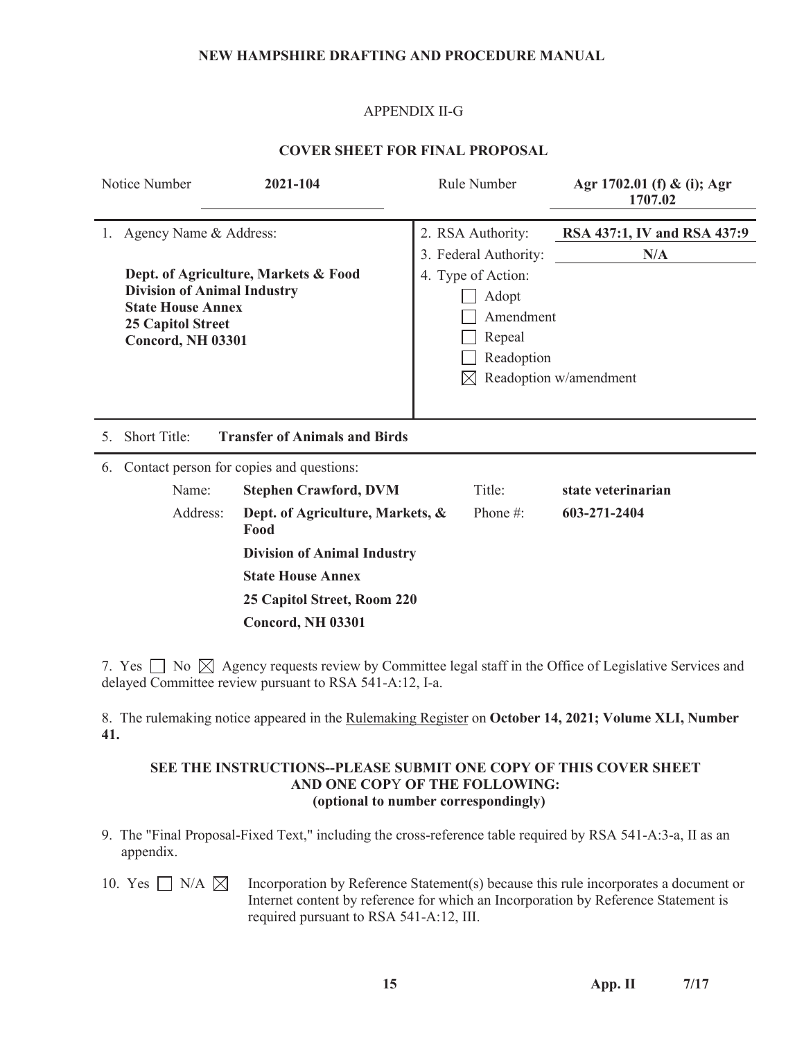NEW HAMPSHIRE DRAFTING AND PROCEDURE MANUAL

APPENDIX II-G

## COVER SHEET FOR FINAL PROPOSAL

| Notice Number | **2021-104** | Rule Number | **Agr 1702.01 (f) & (i); Agr 1707.02** |
|---|---|---|---|

| 1. Agency Name & Address: | 2. RSA Authority: **RSA 437:1, IV and RSA 437:9** |
|---|---|
| **Dept. of Agriculture, Markets & Food** | 3. Federal Authority: **N/A** |
| **Division of Animal Industry** | 4. Type of Action: |
| **State House Annex** | ☐ Adopt |
| **25 Capitol Street** | ☐ Amendment |
| **Concord, NH 03301** | ☐ Repeal |
| | ☐ Readoption |
| | ☒ Readoption w/amendment |

5. Short Title: **Transfer of Animals and Birds**

6. Contact person for copies and questions:

| | | | |
|---|---|---|---|
| Name: | **Stephen Crawford, DVM** | Title: | **state veterinarian** |
| Address: | **Dept. of Agriculture, Markets, & Food** | Phone #: | **603-271-2404** |
| | **Division of Animal Industry** | | |
| | **State House Annex** | | |
| | **25 Capitol Street, Room 220** | | |
| | **Concord, NH 03301** | | |

7. Yes ☐ No ☒ Agency requests review by Committee legal staff in the Office of Legislative Services and delayed Committee review pursuant to RSA 541-A:12, I-a.

8. The rulemaking notice appeared in the Rulemaking Register on **October 14, 2021; Volume XLI, Number 41.**

**SEE THE INSTRUCTIONS--PLEASE SUBMIT ONE COPY OF THIS COVER SHEET AND ONE COPY OF THE FOLLOWING: (optional to number correspondingly)**

9. The "Final Proposal-Fixed Text," including the cross-reference table required by RSA 541-A:3-a, II as an appendix.

10. Yes ☐ N/A ☒ Incorporation by Reference Statement(s) because this rule incorporates a document or Internet content by reference for which an Incorporation by Reference Statement is required pursuant to RSA 541-A:12, III.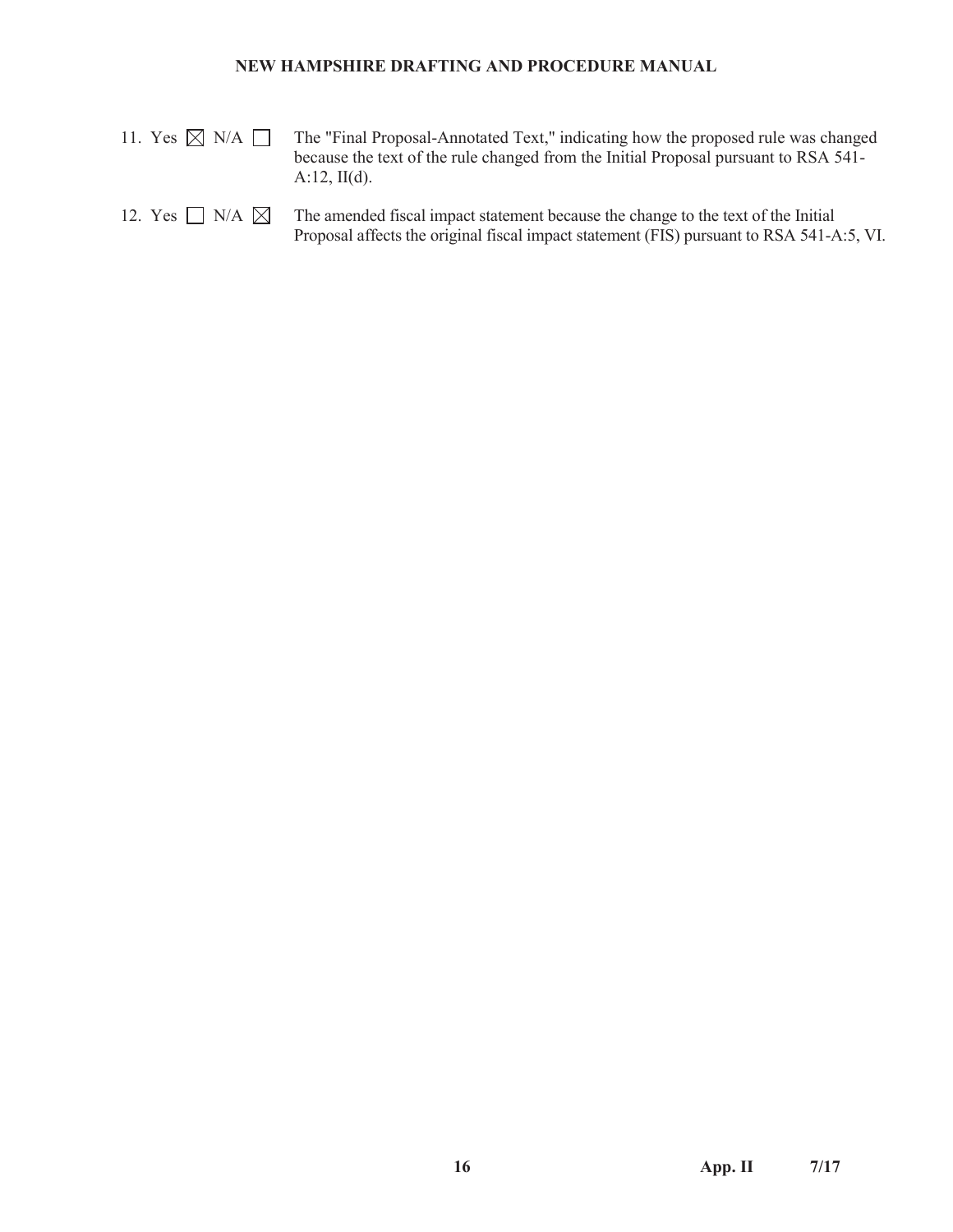11. Yes ☒ N/A ☐ The "Final Proposal-Annotated Text," indicating how the proposed rule was changed because the text of the rule changed from the Initial Proposal pursuant to RSA 541-A:12, II(d).

12. Yes ☐ N/A ☒ The amended fiscal impact statement because the change to the text of the Initial Proposal affects the original fiscal impact statement (FIS) pursuant to RSA 541-A:5, VI.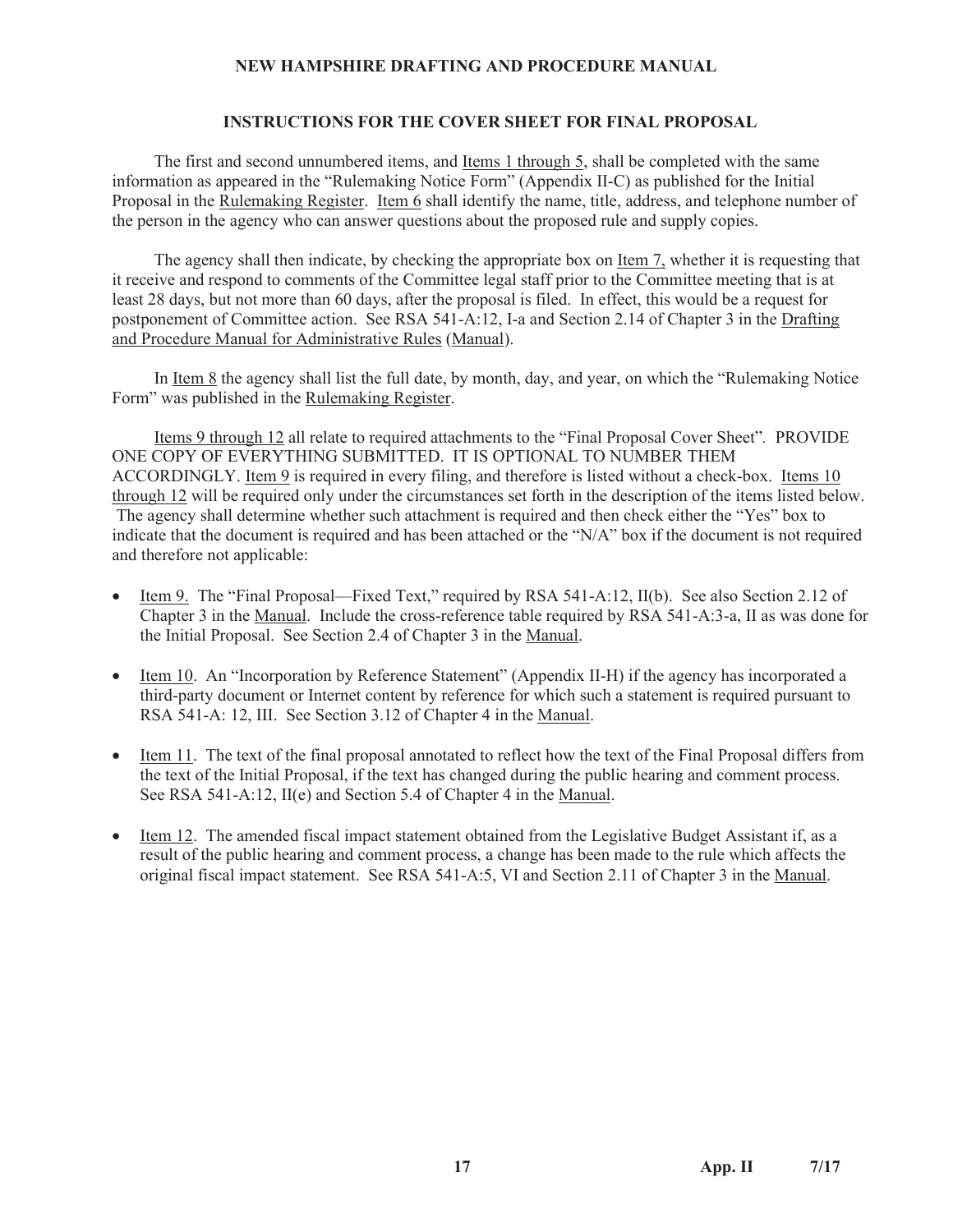## INSTRUCTIONS FOR THE COVER SHEET FOR FINAL PROPOSAL

The first and second unnumbered items, and Items 1 through 5, shall be completed with the same information as appeared in the "Rulemaking Notice Form" (Appendix II-C) as published for the Initial Proposal in the Rulemaking Register. Item 6 shall identify the name, title, address, and telephone number of the person in the agency who can answer questions about the proposed rule and supply copies.

The agency shall then indicate, by checking the appropriate box on Item 7, whether it is requesting that it receive and respond to comments of the Committee legal staff prior to the Committee meeting that is at least 28 days, but not more than 60 days, after the proposal is filed. In effect, this would be a request for postponement of Committee action. See RSA 541-A:12, I-a and Section 2.14 of Chapter 3 in the Drafting and Procedure Manual for Administrative Rules (Manual).

In Item 8 the agency shall list the full date, by month, day, and year, on which the "Rulemaking Notice Form" was published in the Rulemaking Register.

Items 9 through 12 all relate to required attachments to the "Final Proposal Cover Sheet". PROVIDE ONE COPY OF EVERYTHING SUBMITTED. IT IS OPTIONAL TO NUMBER THEM ACCORDINGLY. Item 9 is required in every filing, and therefore is listed without a check-box. Items 10 through 12 will be required only under the circumstances set forth in the description of the items listed below. The agency shall determine whether such attachment is required and then check either the "Yes" box to indicate that the document is required and has been attached or the "N/A" box if the document is not required and therefore not applicable:

- Item 9. The "Final Proposal—Fixed Text," required by RSA 541-A:12, II(b). See also Section 2.12 of Chapter 3 in the Manual. Include the cross-reference table required by RSA 541-A:3-a, II as was done for the Initial Proposal. See Section 2.4 of Chapter 3 in the Manual.
- Item 10. An "Incorporation by Reference Statement" (Appendix II-H) if the agency has incorporated a third-party document or Internet content by reference for which such a statement is required pursuant to RSA 541-A: 12, III. See Section 3.12 of Chapter 4 in the Manual.
- Item 11. The text of the final proposal annotated to reflect how the text of the Final Proposal differs from the text of the Initial Proposal, if the text has changed during the public hearing and comment process. See RSA 541-A:12, II(e) and Section 5.4 of Chapter 4 in the Manual.
- Item 12. The amended fiscal impact statement obtained from the Legislative Budget Assistant if, as a result of the public hearing and comment process, a change has been made to the rule which affects the original fiscal impact statement. See RSA 541-A:5, VI and Section 2.11 of Chapter 3 in the Manual.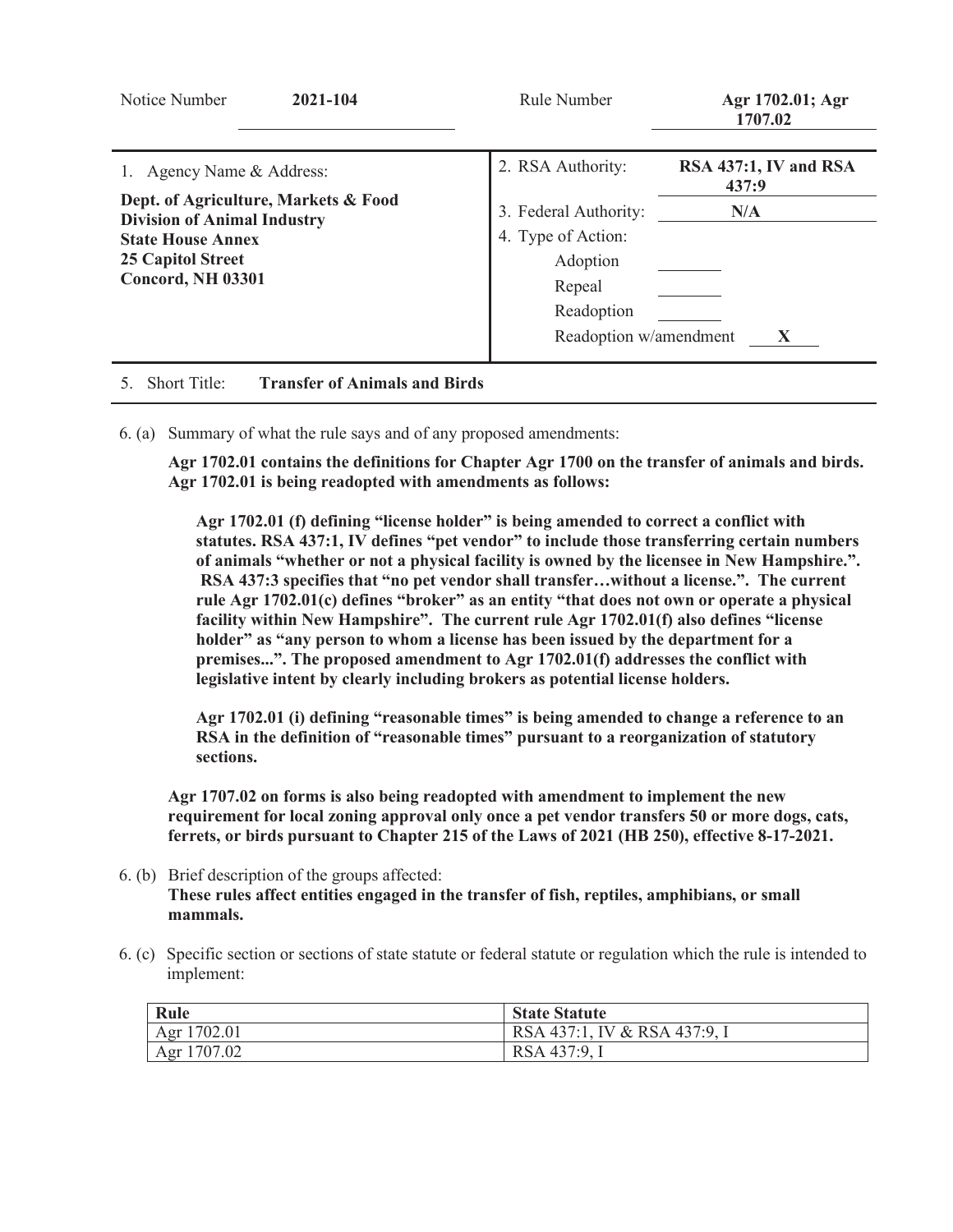| Notice Number | **2021-104** | Rule Number | **Agr 1702.01; Agr 1707.02** |
| --- | --- | --- | --- |

| 1. Agency Name & Address: | 2. RSA Authority: | **RSA 437:1, IV and RSA 437:9** |
| --- | --- | --- |
| **Dept. of Agriculture, Markets & Food** | 3. Federal Authority: | **N/A** |
| **Division of Animal Industry** | 4. Type of Action: | |
| **State House Annex** | Adoption | |
| **25 Capitol Street** | Repeal | |
| **Concord, NH 03301** | Readoption | |
| | Readoption w/amendment | **X** |

5. Short Title: **Transfer of Animals and Birds**

6. (a) Summary of what the rule says and of any proposed amendments:

**Agr 1702.01 contains the definitions for Chapter Agr 1700 on the transfer of animals and birds. Agr 1702.01 is being readopted with amendments as follows:**

**Agr 1702.01 (f) defining "license holder" is being amended to correct a conflict with statutes. RSA 437:1, IV defines "pet vendor" to include those transferring certain numbers of animals "whether or not a physical facility is owned by the licensee in New Hampshire.". RSA 437:3 specifies that "no pet vendor shall transfer…without a license.". The current rule Agr 1702.01(c) defines "broker" as an entity "that does not own or operate a physical facility within New Hampshire". The current rule Agr 1702.01(f) also defines "license holder" as "any person to whom a license has been issued by the department for a premises...". The proposed amendment to Agr 1702.01(f) addresses the conflict with legislative intent by clearly including brokers as potential license holders.**

**Agr 1702.01 (i) defining "reasonable times" is being amended to change a reference to an RSA in the definition of "reasonable times" pursuant to a reorganization of statutory sections.**

**Agr 1707.02 on forms is also being readopted with amendment to implement the new requirement for local zoning approval only once a pet vendor transfers 50 or more dogs, cats, ferrets, or birds pursuant to Chapter 215 of the Laws of 2021 (HB 250), effective 8-17-2021.**

6. (b) Brief description of the groups affected:

**These rules affect entities engaged in the transfer of fish, reptiles, amphibians, or small mammals.**

6. (c) Specific section or sections of state statute or federal statute or regulation which the rule is intended to implement:

| Rule | State Statute |
| --- | --- |
| Agr 1702.01 | RSA 437:1, IV & RSA 437:9, I |
| Agr 1707.02 | RSA 437:9, I |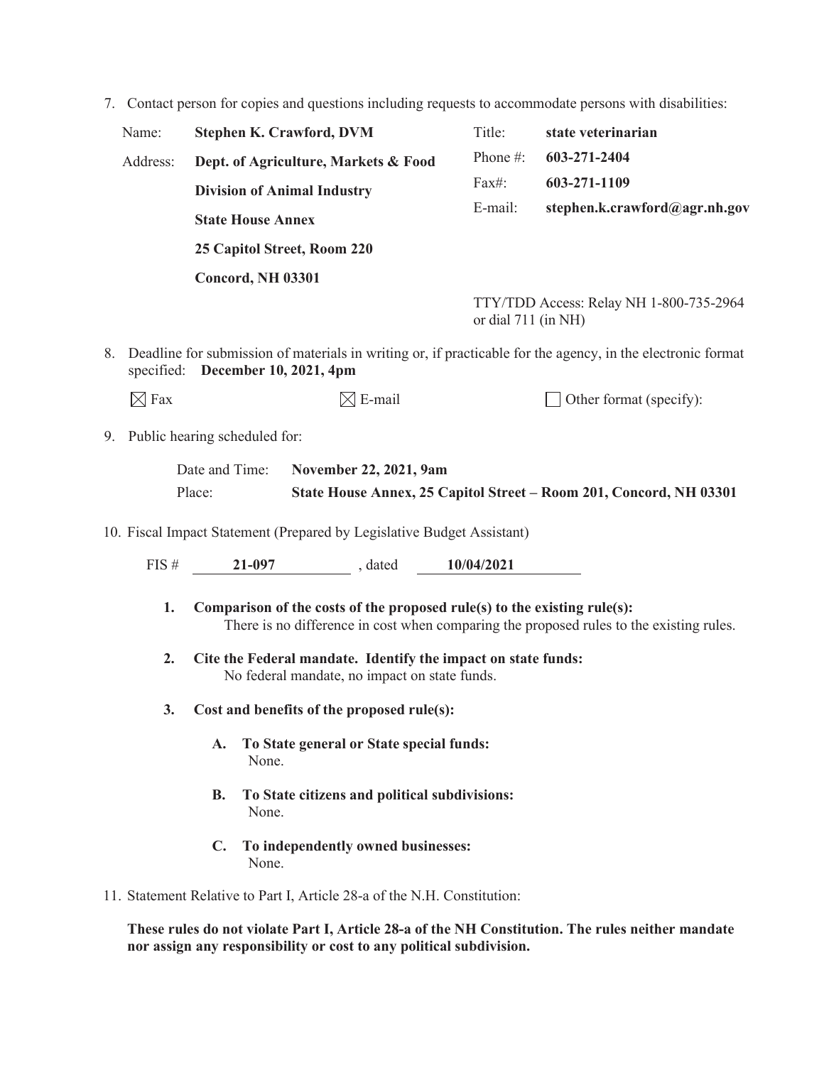7. Contact person for copies and questions including requests to accommodate persons with disabilities:

| | | | |
|---|---|---|---|
| Name: | **Stephen K. Crawford, DVM** | Title: | **state veterinarian** |
| Address: | **Dept. of Agriculture, Markets & Food** | Phone #: | **603-271-2404** |
| | **Division of Animal Industry** | Fax#: | **603-271-1109** |
| | **State House Annex** | E-mail: | **stephen.k.crawford@agr.nh.gov** |
| | **25 Capitol Street, Room 220** | | |
| | **Concord, NH 03301** | | |
| | | | TTY/TDD Access: Relay NH 1-800-735-2964 or dial 711 (in NH) |

8. Deadline for submission of materials in writing or, if practicable for the agency, in the electronic format specified: **December 10, 2021, 4pm**

☒ Fax ☒ E-mail ☐ Other format (specify):

9. Public hearing scheduled for:

Date and Time: **November 22, 2021, 9am**

Place: **State House Annex, 25 Capitol Street – Room 201, Concord, NH 03301**

10. Fiscal Impact Statement (Prepared by Legislative Budget Assistant)

FIS # **21-097** , dated **10/04/2021**

1. **Comparison of the costs of the proposed rule(s) to the existing rule(s):**
   There is no difference in cost when comparing the proposed rules to the existing rules.

2. **Cite the Federal mandate. Identify the impact on state funds:**
   No federal mandate, no impact on state funds.

3. **Cost and benefits of the proposed rule(s):**

   A. **To State general or State special funds:**
      None.

   B. **To State citizens and political subdivisions:**
      None.

   C. **To independently owned businesses:**
      None.

11. Statement Relative to Part I, Article 28-a of the N.H. Constitution:

**These rules do not violate Part I, Article 28-a of the NH Constitution. The rules neither mandate nor assign any responsibility or cost to any political subdivision.**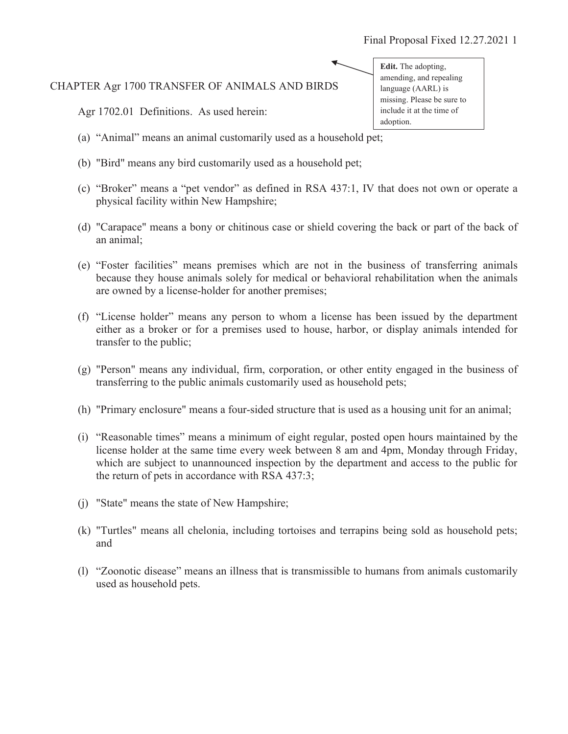> **Edit.** The adopting, amending, and repealing language (AARL) is missing. Please be sure to include it at the time of adoption.

## CHAPTER Agr 1700 TRANSFER OF ANIMALS AND BIRDS

Agr 1702.01 Definitions. As used herein:

(a) "Animal" means an animal customarily used as a household pet;

(b) "Bird" means any bird customarily used as a household pet;

(c) "Broker" means a "pet vendor" as defined in RSA 437:1, IV that does not own or operate a physical facility within New Hampshire;

(d) "Carapace" means a bony or chitinous case or shield covering the back or part of the back of an animal;

(e) "Foster facilities" means premises which are not in the business of transferring animals because they house animals solely for medical or behavioral rehabilitation when the animals are owned by a license-holder for another premises;

(f) "License holder" means any person to whom a license has been issued by the department either as a broker or for a premises used to house, harbor, or display animals intended for transfer to the public;

(g) "Person" means any individual, firm, corporation, or other entity engaged in the business of transferring to the public animals customarily used as household pets;

(h) "Primary enclosure" means a four-sided structure that is used as a housing unit for an animal;

(i) "Reasonable times" means a minimum of eight regular, posted open hours maintained by the license holder at the same time every week between 8 am and 4pm, Monday through Friday, which are subject to unannounced inspection by the department and access to the public for the return of pets in accordance with RSA 437:3;

(j) "State" means the state of New Hampshire;

(k) "Turtles" means all chelonia, including tortoises and terrapins being sold as household pets; and

(l) "Zoonotic disease" means an illness that is transmissible to humans from animals customarily used as household pets.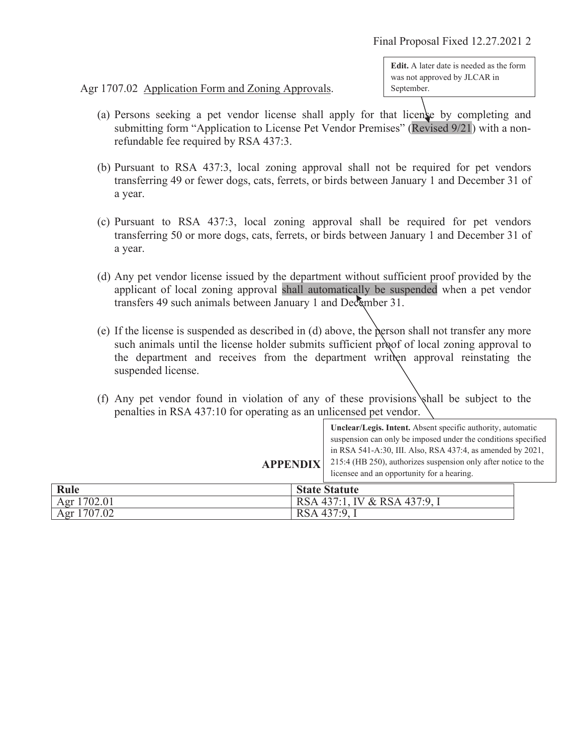Final Proposal Fixed 12.27.2021 2

Agr 1707.02 Application Form and Zoning Approvals.

> **Edit.** A later date is needed as the form was not approved by JLCAR in September.

(a) Persons seeking a pet vendor license shall apply for that license by completing and submitting form "Application to License Pet Vendor Premises" (Revised 9/21) with a non-refundable fee required by RSA 437:3.

(b) Pursuant to RSA 437:3, local zoning approval shall not be required for pet vendors transferring 49 or fewer dogs, cats, ferrets, or birds between January 1 and December 31 of a year.

(c) Pursuant to RSA 437:3, local zoning approval shall be required for pet vendors transferring 50 or more dogs, cats, ferrets, or birds between January 1 and December 31 of a year.

(d) Any pet vendor license issued by the department without sufficient proof provided by the applicant of local zoning approval shall automatically be suspended when a pet vendor transfers 49 such animals between January 1 and December 31.

(e) If the license is suspended as described in (d) above, the person shall not transfer any more such animals until the license holder submits sufficient proof of local zoning approval to the department and receives from the department written approval reinstating the suspended license.

(f) Any pet vendor found in violation of any of these provisions shall be subject to the penalties in RSA 437:10 for operating as an unlicensed pet vendor.

> **Unclear/Legis. Intent.** Absent specific authority, automatic suspension can only be imposed under the conditions specified in RSA 541-A:30, III. Also, RSA 437:4, as amended by 2021, 215:4 (HB 250), authorizes suspension only after notice to the licensee and an opportunity for a hearing.

## APPENDIX

| Rule | State Statute |
|---|---|
| Agr 1702.01 | RSA 437:1, IV & RSA 437:9, I |
| Agr 1707.02 | RSA 437:9, I |